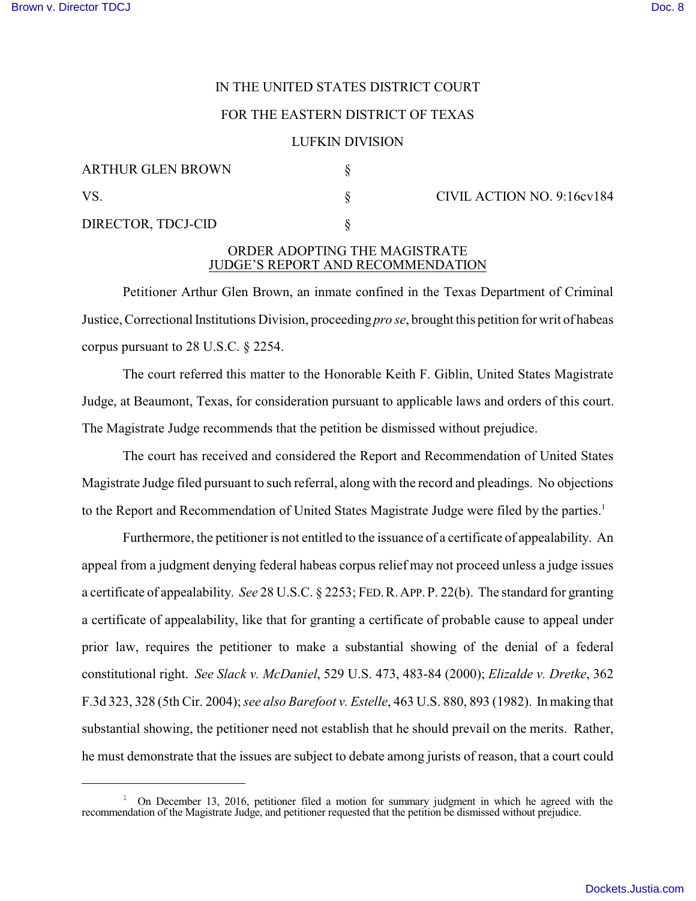IN THE UNITED STATES DISTRICT COURT

FOR THE EASTERN DISTRICT OF TEXAS

LUFKIN DIVISION

| | | |
|---|---|---|
| ARTHUR GLEN BROWN | § | |
| VS. | § | CIVIL ACTION NO. 9:16cv184 |
| DIRECTOR, TDCJ-CID | § | |

## ORDER ADOPTING THE MAGISTRATE JUDGE'S REPORT AND RECOMMENDATION

Petitioner Arthur Glen Brown, an inmate confined in the Texas Department of Criminal Justice, Correctional Institutions Division, proceeding *pro se*, brought this petition for writ of habeas corpus pursuant to 28 U.S.C. § 2254.

The court referred this matter to the Honorable Keith F. Giblin, United States Magistrate Judge, at Beaumont, Texas, for consideration pursuant to applicable laws and orders of this court. The Magistrate Judge recommends that the petition be dismissed without prejudice.

The court has received and considered the Report and Recommendation of United States Magistrate Judge filed pursuant to such referral, along with the record and pleadings. No objections to the Report and Recommendation of United States Magistrate Judge were filed by the parties.[1]

Furthermore, the petitioner is not entitled to the issuance of a certificate of appealability. An appeal from a judgment denying federal habeas corpus relief may not proceed unless a judge issues a certificate of appealability. *See* 28 U.S.C. § 2253; FED. R. APP. P. 22(b). The standard for granting a certificate of appealability, like that for granting a certificate of probable cause to appeal under prior law, requires the petitioner to make a substantial showing of the denial of a federal constitutional right. *See Slack v. McDaniel*, 529 U.S. 473, 483-84 (2000); *Elizalde v. Dretke*, 362 F.3d 323, 328 (5th Cir. 2004); *see also Barefoot v. Estelle*, 463 U.S. 880, 893 (1982). In making that substantial showing, the petitioner need not establish that he should prevail on the merits. Rather, he must demonstrate that the issues are subject to debate among jurists of reason, that a court could

[1] On December 13, 2016, petitioner filed a motion for summary judgment in which he agreed with the recommendation of the Magistrate Judge, and petitioner requested that the petition be dismissed without prejudice.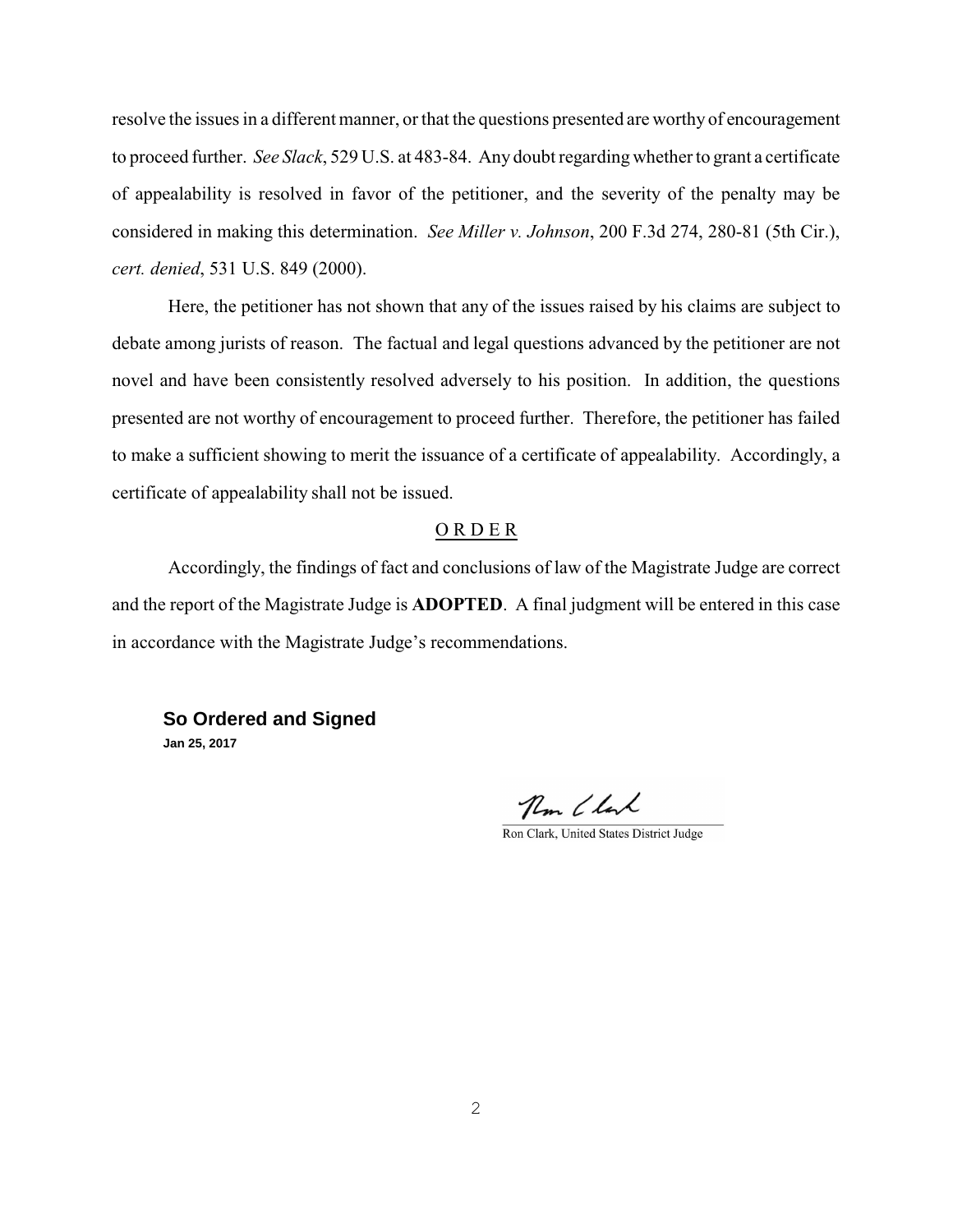resolve the issues in a different manner, or that the questions presented are worthy of encouragement to proceed further. *See Slack*, 529 U.S. at 483-84. Any doubt regarding whether to grant a certificate of appealability is resolved in favor of the petitioner, and the severity of the penalty may be considered in making this determination. *See Miller v. Johnson*, 200 F.3d 274, 280-81 (5th Cir.), *cert. denied*, 531 U.S. 849 (2000).

Here, the petitioner has not shown that any of the issues raised by his claims are subject to debate among jurists of reason. The factual and legal questions advanced by the petitioner are not novel and have been consistently resolved adversely to his position. In addition, the questions presented are not worthy of encouragement to proceed further. Therefore, the petitioner has failed to make a sufficient showing to merit the issuance of a certificate of appealability. Accordingly, a certificate of appealability shall not be issued.

## O R D E R

Accordingly, the findings of fact and conclusions of law of the Magistrate Judge are correct and the report of the Magistrate Judge is **ADOPTED**. A final judgment will be entered in this case in accordance with the Magistrate Judge's recommendations.

**So Ordered and Signed**

**Jan 25, 2017**

Ron Clark, United States District Judge